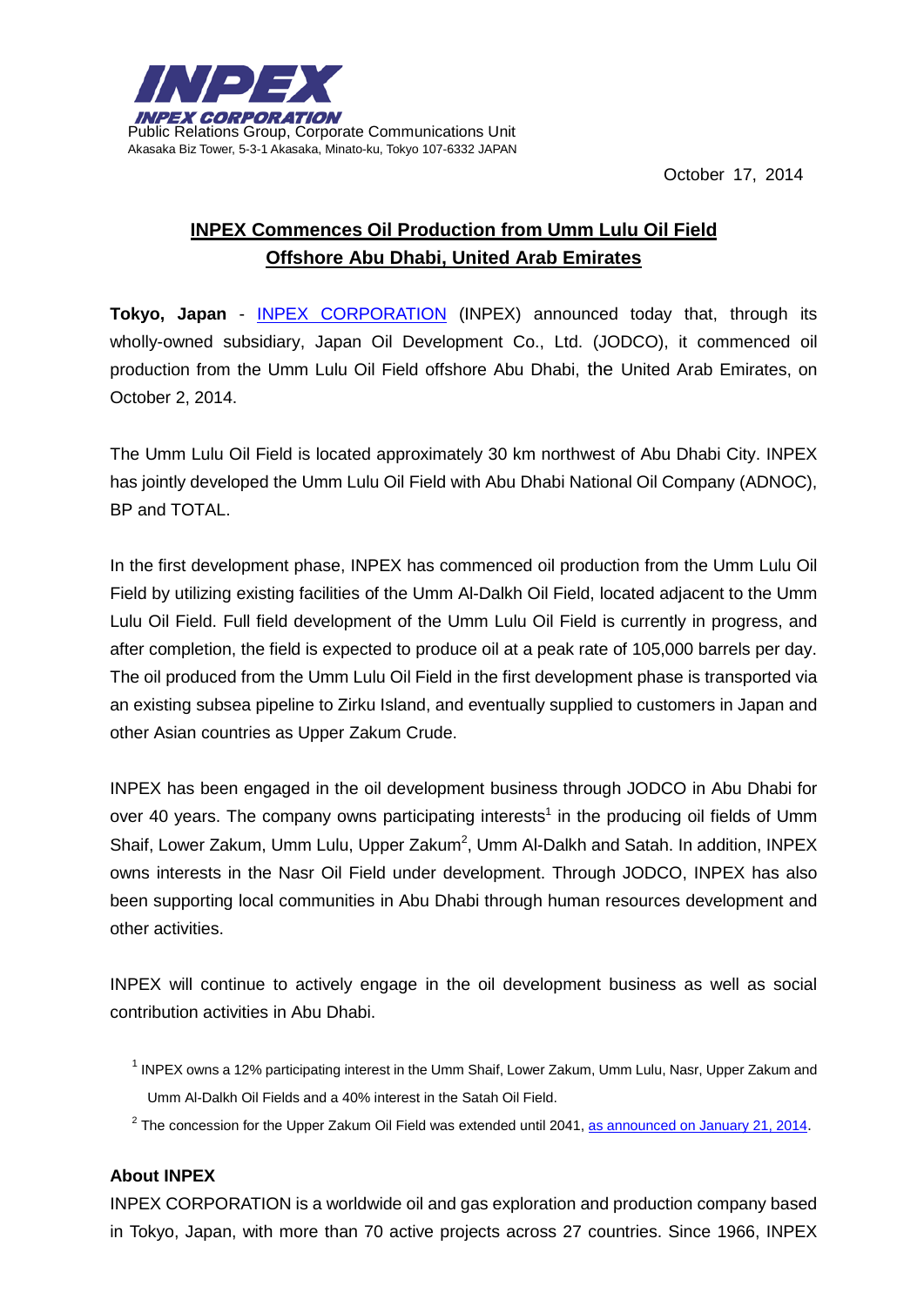INPEX CORPORATION
Public Relations Group, Corporate Communications Unit
Akasaka Biz Tower, 5-3-1 Akasaka, Minato-ku, Tokyo 107-6332 JAPAN

October 17, 2014

# INPEX Commences Oil Production from Umm Lulu Oil Field Offshore Abu Dhabi, United Arab Emirates

**Tokyo, Japan** - INPEX CORPORATION (INPEX) announced today that, through its wholly-owned subsidiary, Japan Oil Development Co., Ltd. (JODCO), it commenced oil production from the Umm Lulu Oil Field offshore Abu Dhabi, the United Arab Emirates, on October 2, 2014.

The Umm Lulu Oil Field is located approximately 30 km northwest of Abu Dhabi City. INPEX has jointly developed the Umm Lulu Oil Field with Abu Dhabi National Oil Company (ADNOC), BP and TOTAL.

In the first development phase, INPEX has commenced oil production from the Umm Lulu Oil Field by utilizing existing facilities of the Umm Al-Dalkh Oil Field, located adjacent to the Umm Lulu Oil Field. Full field development of the Umm Lulu Oil Field is currently in progress, and after completion, the field is expected to produce oil at a peak rate of 105,000 barrels per day. The oil produced from the Umm Lulu Oil Field in the first development phase is transported via an existing subsea pipeline to Zirku Island, and eventually supplied to customers in Japan and other Asian countries as Upper Zakum Crude.

INPEX has been engaged in the oil development business through JODCO in Abu Dhabi for over 40 years. The company owns participating interests[1] in the producing oil fields of Umm Shaif, Lower Zakum, Umm Lulu, Upper Zakum[2], Umm Al-Dalkh and Satah. In addition, INPEX owns interests in the Nasr Oil Field under development. Through JODCO, INPEX has also been supporting local communities in Abu Dhabi through human resources development and other activities.

INPEX will continue to actively engage in the oil development business as well as social contribution activities in Abu Dhabi.

[1] INPEX owns a 12% participating interest in the Umm Shaif, Lower Zakum, Umm Lulu, Nasr, Upper Zakum and Umm Al-Dalkh Oil Fields and a 40% interest in the Satah Oil Field.

[2] The concession for the Upper Zakum Oil Field was extended until 2041, as announced on January 21, 2014.

## About INPEX

INPEX CORPORATION is a worldwide oil and gas exploration and production company based in Tokyo, Japan, with more than 70 active projects across 27 countries. Since 1966, INPEX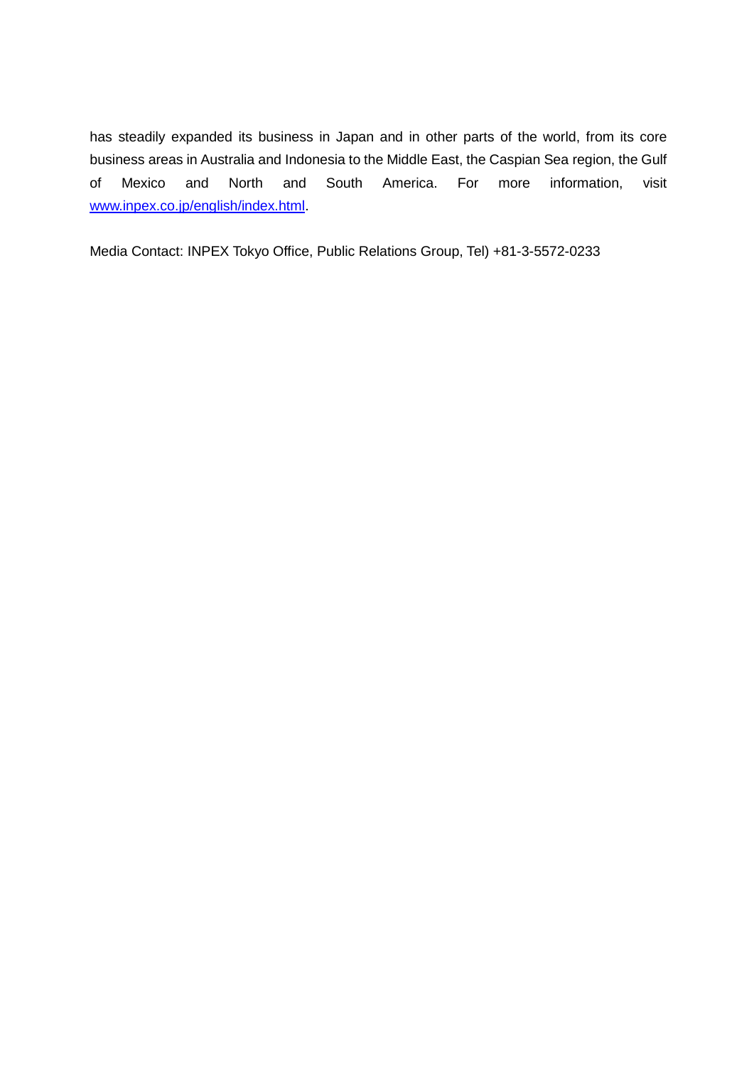has steadily expanded its business in Japan and in other parts of the world, from its core business areas in Australia and Indonesia to the Middle East, the Caspian Sea region, the Gulf of Mexico and North and South America. For more information, visit www.inpex.co.jp/english/index.html.

Media Contact: INPEX Tokyo Office, Public Relations Group, Tel) +81-3-5572-0233